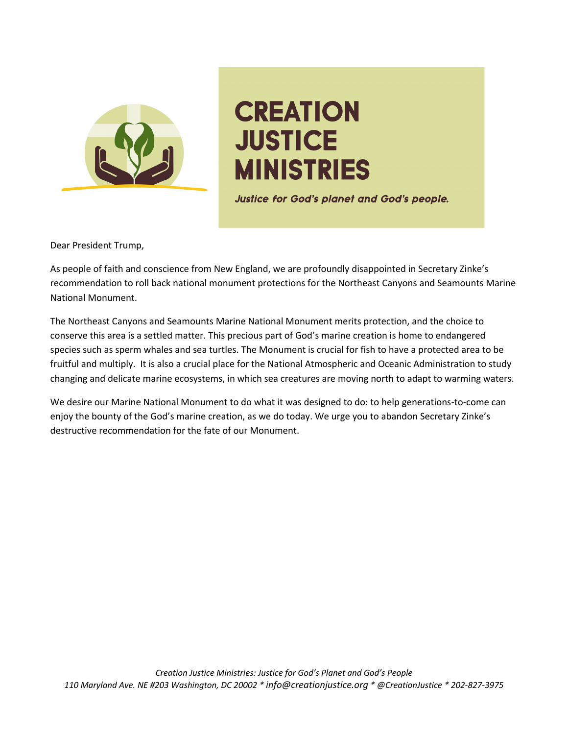# CREATION JUSTICE MINISTRIES

***Justice for God's planet and God's people.***

Dear President Trump,

As people of faith and conscience from New England, we are profoundly disappointed in Secretary Zinke's recommendation to roll back national monument protections for the Northeast Canyons and Seamounts Marine National Monument.

The Northeast Canyons and Seamounts Marine National Monument merits protection, and the choice to conserve this area is a settled matter. This precious part of God's marine creation is home to endangered species such as sperm whales and sea turtles. The Monument is crucial for fish to have a protected area to be fruitful and multiply. It is also a crucial place for the National Atmospheric and Oceanic Administration to study changing and delicate marine ecosystems, in which sea creatures are moving north to adapt to warming waters.

We desire our Marine National Monument to do what it was designed to do: to help generations-to-come can enjoy the bounty of the God's marine creation, as we do today. We urge you to abandon Secretary Zinke's destructive recommendation for the fate of our Monument.

*Creation Justice Ministries: Justice for God's Planet and God's People*
*110 Maryland Ave. NE #203 Washington, DC 20002 * info@creationjustice.org * @CreationJustice * 202-827-3975*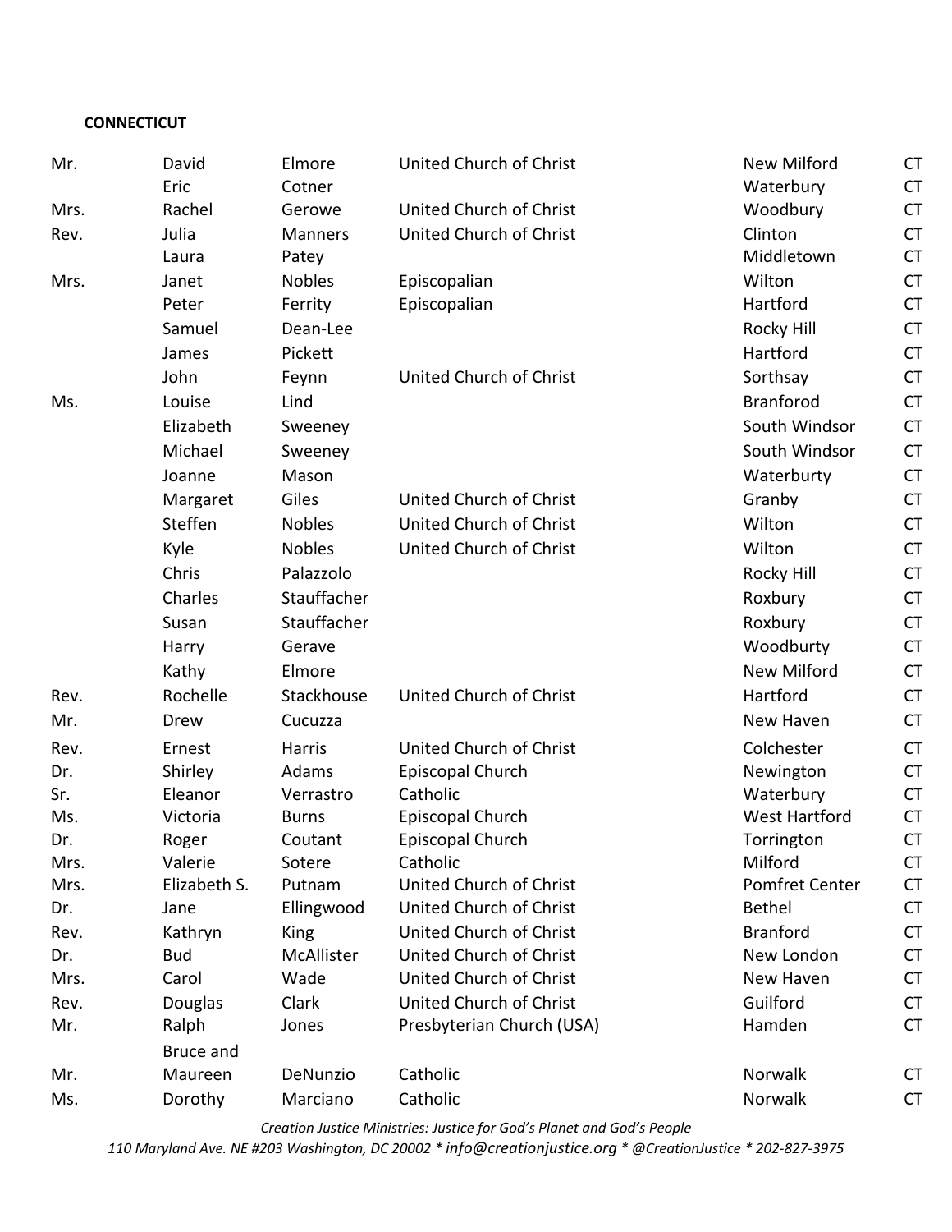**CONNECTICUT**

| | | | | | |
|---|---|---|---|---|---|
| Mr. | David | Elmore | United Church of Christ | New Milford | CT |
| | Eric | Cotner | | Waterbury | CT |
| Mrs. | Rachel | Gerowe | United Church of Christ | Woodbury | CT |
| Rev. | Julia | Manners | United Church of Christ | Clinton | CT |
| | Laura | Patey | | Middletown | CT |
| Mrs. | Janet | Nobles | Episcopalian | Wilton | CT |
| | Peter | Ferrity | Episcopalian | Hartford | CT |
| | Samuel | Dean-Lee | | Rocky Hill | CT |
| | James | Pickett | | Hartford | CT |
| | John | Feynn | United Church of Christ | Sorthsay | CT |
| Ms. | Louise | Lind | | Branforod | CT |
| | Elizabeth | Sweeney | | South Windsor | CT |
| | Michael | Sweeney | | South Windsor | CT |
| | Joanne | Mason | | Waterburty | CT |
| | Margaret | Giles | United Church of Christ | Granby | CT |
| | Steffen | Nobles | United Church of Christ | Wilton | CT |
| | Kyle | Nobles | United Church of Christ | Wilton | CT |
| | Chris | Palazzolo | | Rocky Hill | CT |
| | Charles | Stauffacher | | Roxbury | CT |
| | Susan | Stauffacher | | Roxbury | CT |
| | Harry | Gerave | | Woodburty | CT |
| | Kathy | Elmore | | New Milford | CT |
| Rev. | Rochelle | Stackhouse | United Church of Christ | Hartford | CT |
| Mr. | Drew | Cucuzza | | New Haven | CT |
| Rev. | Ernest | Harris | United Church of Christ | Colchester | CT |
| Dr. | Shirley | Adams | Episcopal Church | Newington | CT |
| Sr. | Eleanor | Verrastro | Catholic | Waterbury | CT |
| Ms. | Victoria | Burns | Episcopal Church | West Hartford | CT |
| Dr. | Roger | Coutant | Episcopal Church | Torrington | CT |
| Mrs. | Valerie | Sotere | Catholic | Milford | CT |
| Mrs. | Elizabeth S. | Putnam | United Church of Christ | Pomfret Center | CT |
| Dr. | Jane | Ellingwood | United Church of Christ | Bethel | CT |
| Rev. | Kathryn | King | United Church of Christ | Branford | CT |
| Dr. | Bud | McAllister | United Church of Christ | New London | CT |
| Mrs. | Carol | Wade | United Church of Christ | New Haven | CT |
| Rev. | Douglas | Clark | United Church of Christ | Guilford | CT |
| Mr. | Ralph | Jones | Presbyterian Church (USA) | Hamden | CT |
| Mr. | Bruce and Maureen | DeNunzio | Catholic | Norwalk | CT |
| Ms. | Dorothy | Marciano | Catholic | Norwalk | CT |

*Creation Justice Ministries: Justice for God's Planet and God's People*
*110 Maryland Ave. NE #203 Washington, DC 20002 * info@creationjustice.org * @CreationJustice * 202-827-3975*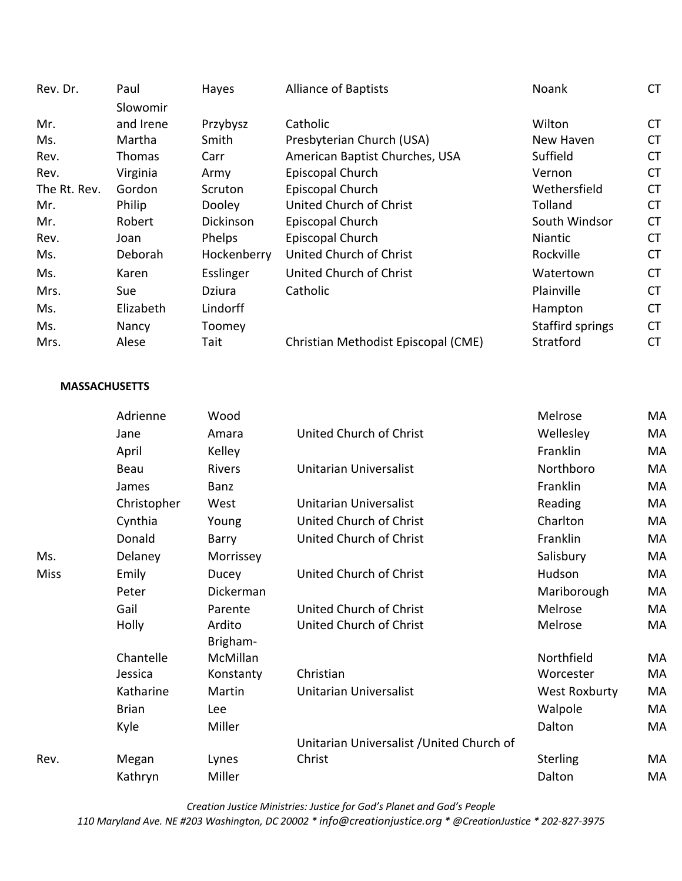| | | | | | |
|---|---|---|---|---|---|
| Rev. Dr. | Paul | Hayes | Alliance of Baptists | Noank | CT |
| Mr. | Slowomir and Irene | Przybysz | Catholic | Wilton | CT |
| Ms. | Martha | Smith | Presbyterian Church (USA) | New Haven | CT |
| Rev. | Thomas | Carr | American Baptist Churches, USA | Suffield | CT |
| Rev. | Virginia | Army | Episcopal Church | Vernon | CT |
| The Rt. Rev. | Gordon | Scruton | Episcopal Church | Wethersfield | CT |
| Mr. | Philip | Dooley | United Church of Christ | Tolland | CT |
| Mr. | Robert | Dickinson | Episcopal Church | South Windsor | CT |
| Rev. | Joan | Phelps | Episcopal Church | Niantic | CT |
| Ms. | Deborah | Hockenberry | United Church of Christ | Rockville | CT |
| Ms. | Karen | Esslinger | United Church of Christ | Watertown | CT |
| Mrs. | Sue | Dziura | Catholic | Plainville | CT |
| Ms. | Elizabeth | Lindorff | | Hampton | CT |
| Ms. | Nancy | Toomey | | Staffird springs | CT |
| Mrs. | Alese | Tait | Christian Methodist Episcopal (CME) | Stratford | CT |

**MASSACHUSETTS**

| | | | | | |
|---|---|---|---|---|---|
| | Adrienne | Wood | | Melrose | MA |
| | Jane | Amara | United Church of Christ | Wellesley | MA |
| | April | Kelley | | Franklin | MA |
| | Beau | Rivers | Unitarian Universalist | Northboro | MA |
| | James | Banz | | Franklin | MA |
| | Christopher | West | Unitarian Universalist | Reading | MA |
| | Cynthia | Young | United Church of Christ | Charlton | MA |
| | Donald | Barry | United Church of Christ | Franklin | MA |
| Ms. | Delaney | Morrissey | | Salisbury | MA |
| Miss | Emily | Ducey | United Church of Christ | Hudson | MA |
| | Peter | Dickerman | | Mariborough | MA |
| | Gail | Parente | United Church of Christ | Melrose | MA |
| | Holly | Ardito | United Church of Christ | Melrose | MA |
| | Chantelle | Brigham-McMillan | | Northfield | MA |
| | Jessica | Konstanty | Christian | Worcester | MA |
| | Katharine | Martin | Unitarian Universalist | West Roxburty | MA |
| | Brian | Lee | | Walpole | MA |
| | Kyle | Miller | | Dalton | MA |
| Rev. | Megan | Lynes | Unitarian Universalist /United Church of Christ | Sterling | MA |
| | Kathryn | Miller | | Dalton | MA |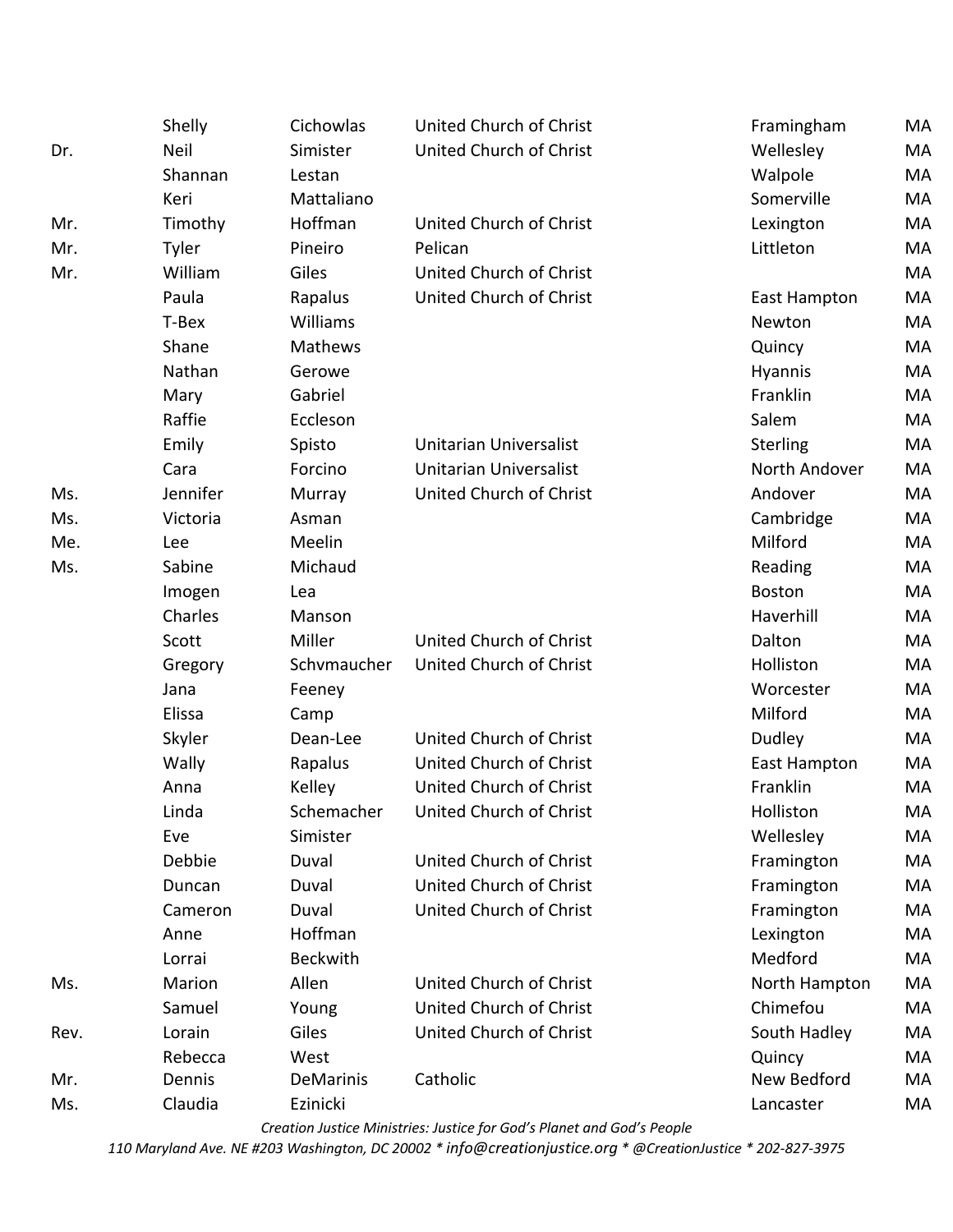| | Shelly | Cichowlas | United Church of Christ | Framingham | MA |
|---|---|---|---|---|---|
| Dr. | Neil | Simister | United Church of Christ | Wellesley | MA |
| | Shannan | Lestan | | Walpole | MA |
| | Keri | Mattaliano | | Somerville | MA |
| Mr. | Timothy | Hoffman | United Church of Christ | Lexington | MA |
| Mr. | Tyler | Pineiro | Pelican | Littleton | MA |
| Mr. | William | Giles | United Church of Christ | | MA |
| | Paula | Rapalus | United Church of Christ | East Hampton | MA |
| | T-Bex | Williams | | Newton | MA |
| | Shane | Mathews | | Quincy | MA |
| | Nathan | Gerowe | | Hyannis | MA |
| | Mary | Gabriel | | Franklin | MA |
| | Raffie | Eccleson | | Salem | MA |
| | Emily | Spisto | Unitarian Universalist | Sterling | MA |
| | Cara | Forcino | Unitarian Universalist | North Andover | MA |
| Ms. | Jennifer | Murray | United Church of Christ | Andover | MA |
| Ms. | Victoria | Asman | | Cambridge | MA |
| Me. | Lee | Meelin | | Milford | MA |
| Ms. | Sabine | Michaud | | Reading | MA |
| | Imogen | Lea | | Boston | MA |
| | Charles | Manson | | Haverhill | MA |
| | Scott | Miller | United Church of Christ | Dalton | MA |
| | Gregory | Schvmaucher | United Church of Christ | Holliston | MA |
| | Jana | Feeney | | Worcester | MA |
| | Elissa | Camp | | Milford | MA |
| | Skyler | Dean-Lee | United Church of Christ | Dudley | MA |
| | Wally | Rapalus | United Church of Christ | East Hampton | MA |
| | Anna | Kelley | United Church of Christ | Franklin | MA |
| | Linda | Schemacher | United Church of Christ | Holliston | MA |
| | Eve | Simister | | Wellesley | MA |
| | Debbie | Duval | United Church of Christ | Framington | MA |
| | Duncan | Duval | United Church of Christ | Framington | MA |
| | Cameron | Duval | United Church of Christ | Framington | MA |
| | Anne | Hoffman | | Lexington | MA |
| | Lorrai | Beckwith | | Medford | MA |
| Ms. | Marion | Allen | United Church of Christ | North Hampton | MA |
| | Samuel | Young | United Church of Christ | Chimefou | MA |
| Rev. | Lorain | Giles | United Church of Christ | South Hadley | MA |
| | Rebecca | West | | Quincy | MA |
| Mr. | Dennis | DeMarinis | Catholic | New Bedford | MA |
| Ms. | Claudia | Ezinicki | | Lancaster | MA |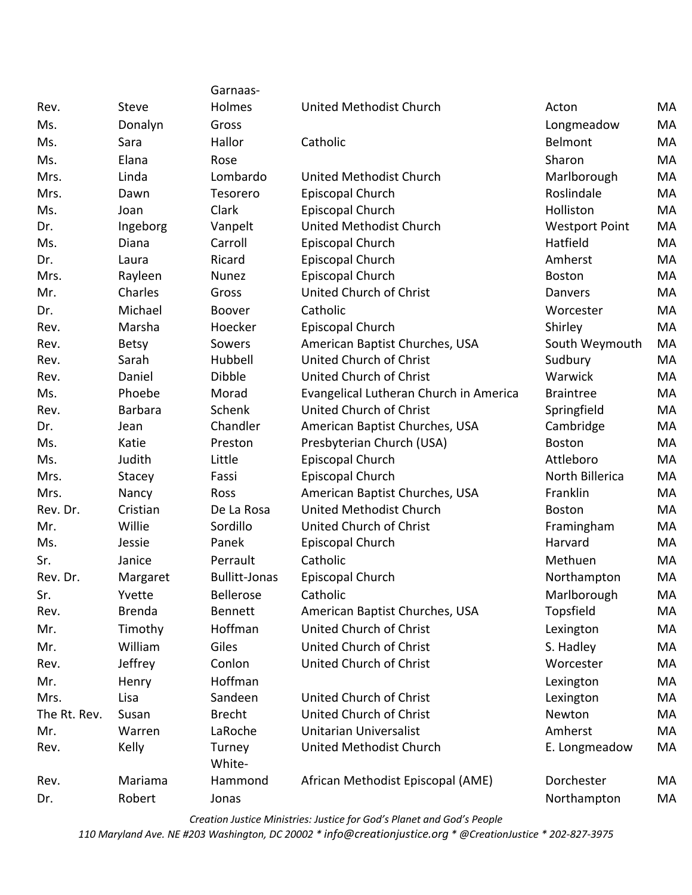| | | | | | |
|---|---|---|---|---|---|
| Rev. | Steve | Garnaas-Holmes | United Methodist Church | Acton | MA |
| Ms. | Donalyn | Gross | | Longmeadow | MA |
| Ms. | Sara | Hallor | Catholic | Belmont | MA |
| Ms. | Elana | Rose | | Sharon | MA |
| Mrs. | Linda | Lombardo | United Methodist Church | Marlborough | MA |
| Mrs. | Dawn | Tesorero | Episcopal Church | Roslindale | MA |
| Ms. | Joan | Clark | Episcopal Church | Holliston | MA |
| Dr. | Ingeborg | Vanpelt | United Methodist Church | Westport Point | MA |
| Ms. | Diana | Carroll | Episcopal Church | Hatfield | MA |
| Dr. | Laura | Ricard | Episcopal Church | Amherst | MA |
| Mrs. | Rayleen | Nunez | Episcopal Church | Boston | MA |
| Mr. | Charles | Gross | United Church of Christ | Danvers | MA |
| Dr. | Michael | Boover | Catholic | Worcester | MA |
| Rev. | Marsha | Hoecker | Episcopal Church | Shirley | MA |
| Rev. | Betsy | Sowers | American Baptist Churches, USA | South Weymouth | MA |
| Rev. | Sarah | Hubbell | United Church of Christ | Sudbury | MA |
| Rev. | Daniel | Dibble | United Church of Christ | Warwick | MA |
| Ms. | Phoebe | Morad | Evangelical Lutheran Church in America | Braintree | MA |
| Rev. | Barbara | Schenk | United Church of Christ | Springfield | MA |
| Dr. | Jean | Chandler | American Baptist Churches, USA | Cambridge | MA |
| Ms. | Katie | Preston | Presbyterian Church (USA) | Boston | MA |
| Ms. | Judith | Little | Episcopal Church | Attleboro | MA |
| Mrs. | Stacey | Fassi | Episcopal Church | North Billerica | MA |
| Mrs. | Nancy | Ross | American Baptist Churches, USA | Franklin | MA |
| Rev. Dr. | Cristian | De La Rosa | United Methodist Church | Boston | MA |
| Mr. | Willie | Sordillo | United Church of Christ | Framingham | MA |
| Ms. | Jessie | Panek | Episcopal Church | Harvard | MA |
| Sr. | Janice | Perrault | Catholic | Methuen | MA |
| Rev. Dr. | Margaret | Bullitt-Jonas | Episcopal Church | Northampton | MA |
| Sr. | Yvette | Bellerose | Catholic | Marlborough | MA |
| Rev. | Brenda | Bennett | American Baptist Churches, USA | Topsfield | MA |
| Mr. | Timothy | Hoffman | United Church of Christ | Lexington | MA |
| Mr. | William | Giles | United Church of Christ | S. Hadley | MA |
| Rev. | Jeffrey | Conlon | United Church of Christ | Worcester | MA |
| Mr. | Henry | Hoffman | | Lexington | MA |
| Mrs. | Lisa | Sandeen | United Church of Christ | Lexington | MA |
| The Rt. Rev. | Susan | Brecht | United Church of Christ | Newton | MA |
| Mr. | Warren | LaRoche | Unitarian Universalist | Amherst | MA |
| Rev. | Kelly | Turney | United Methodist Church | E. Longmeadow | MA |
| Rev. | Mariama | White-Hammond | African Methodist Episcopal (AME) | Dorchester | MA |
| Dr. | Robert | Jonas | | Northampton | MA |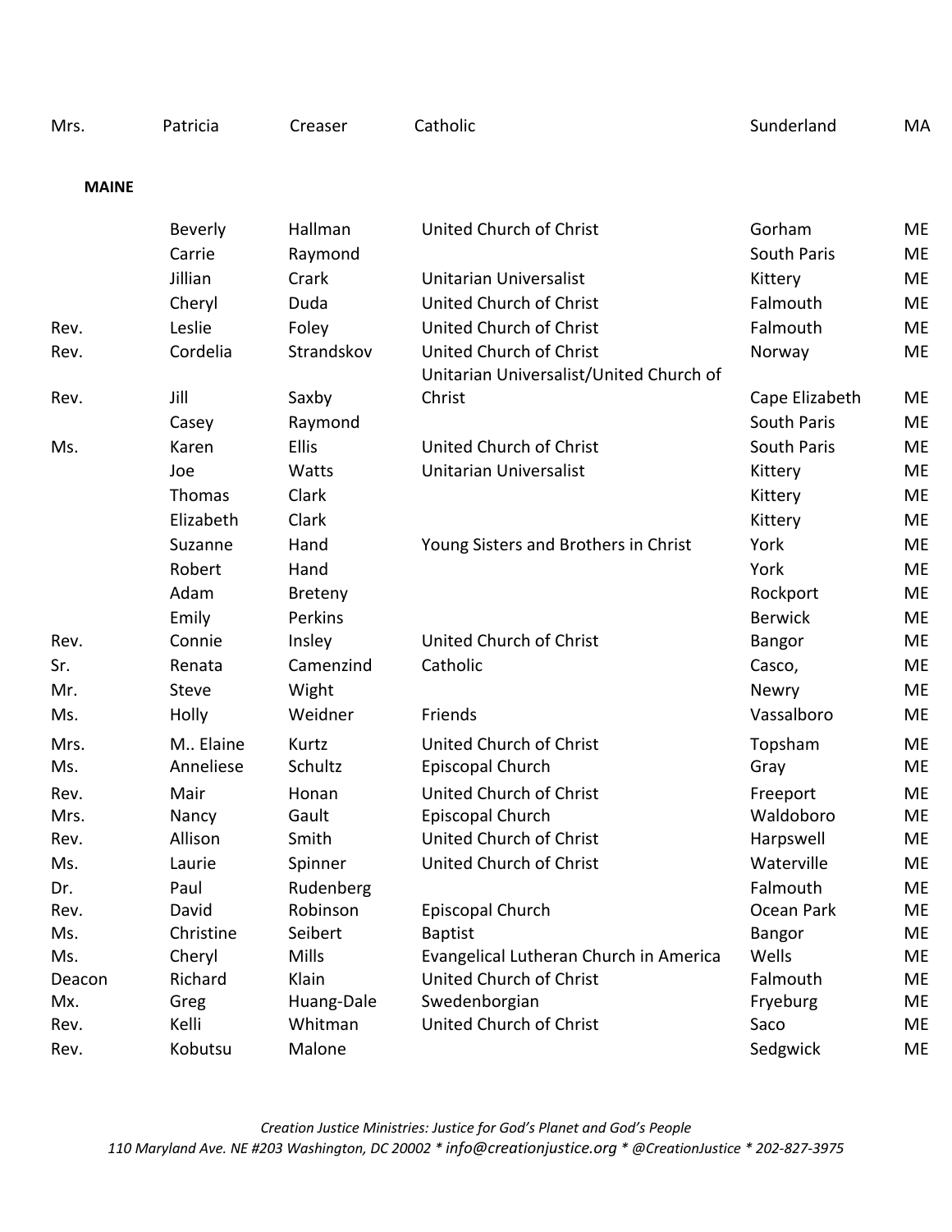| | | | | | |
|---|---|---|---|---|---|
| Mrs. | Patricia | Creaser | Catholic | Sunderland | MA |

**MAINE**

| | | | | | |
|---|---|---|---|---|---|
| | Beverly | Hallman | United Church of Christ | Gorham | ME |
| | Carrie | Raymond | | South Paris | ME |
| | Jillian | Crark | Unitarian Universalist | Kittery | ME |
| | Cheryl | Duda | United Church of Christ | Falmouth | ME |
| Rev. | Leslie | Foley | United Church of Christ | Falmouth | ME |
| Rev. | Cordelia | Strandskov | United Church of Christ | Norway | ME |
| Rev. | Jill | Saxby | Unitarian Universalist/United Church of Christ | Cape Elizabeth | ME |
| | Casey | Raymond | | South Paris | ME |
| Ms. | Karen | Ellis | United Church of Christ | South Paris | ME |
| | Joe | Watts | Unitarian Universalist | Kittery | ME |
| | Thomas | Clark | | Kittery | ME |
| | Elizabeth | Clark | | Kittery | ME |
| | Suzanne | Hand | Young Sisters and Brothers in Christ | York | ME |
| | Robert | Hand | | York | ME |
| | Adam | Breteny | | Rockport | ME |
| | Emily | Perkins | | Berwick | ME |
| Rev. | Connie | Insley | United Church of Christ | Bangor | ME |
| Sr. | Renata | Camenzind | Catholic | Casco, | ME |
| Mr. | Steve | Wight | | Newry | ME |
| Ms. | Holly | Weidner | Friends | Vassalboro | ME |
| Mrs. | M.. Elaine | Kurtz | United Church of Christ | Topsham | ME |
| Ms. | Anneliese | Schultz | Episcopal Church | Gray | ME |
| Rev. | Mair | Honan | United Church of Christ | Freeport | ME |
| Mrs. | Nancy | Gault | Episcopal Church | Waldoboro | ME |
| Rev. | Allison | Smith | United Church of Christ | Harpswell | ME |
| Ms. | Laurie | Spinner | United Church of Christ | Waterville | ME |
| Dr. | Paul | Rudenberg | | Falmouth | ME |
| Rev. | David | Robinson | Episcopal Church | Ocean Park | ME |
| Ms. | Christine | Seibert | Baptist | Bangor | ME |
| Ms. | Cheryl | Mills | Evangelical Lutheran Church in America | Wells | ME |
| Deacon | Richard | Klain | United Church of Christ | Falmouth | ME |
| Mx. | Greg | Huang-Dale | Swedenborgian | Fryeburg | ME |
| Rev. | Kelli | Whitman | United Church of Christ | Saco | ME |
| Rev. | Kobutsu | Malone | | Sedgwick | ME |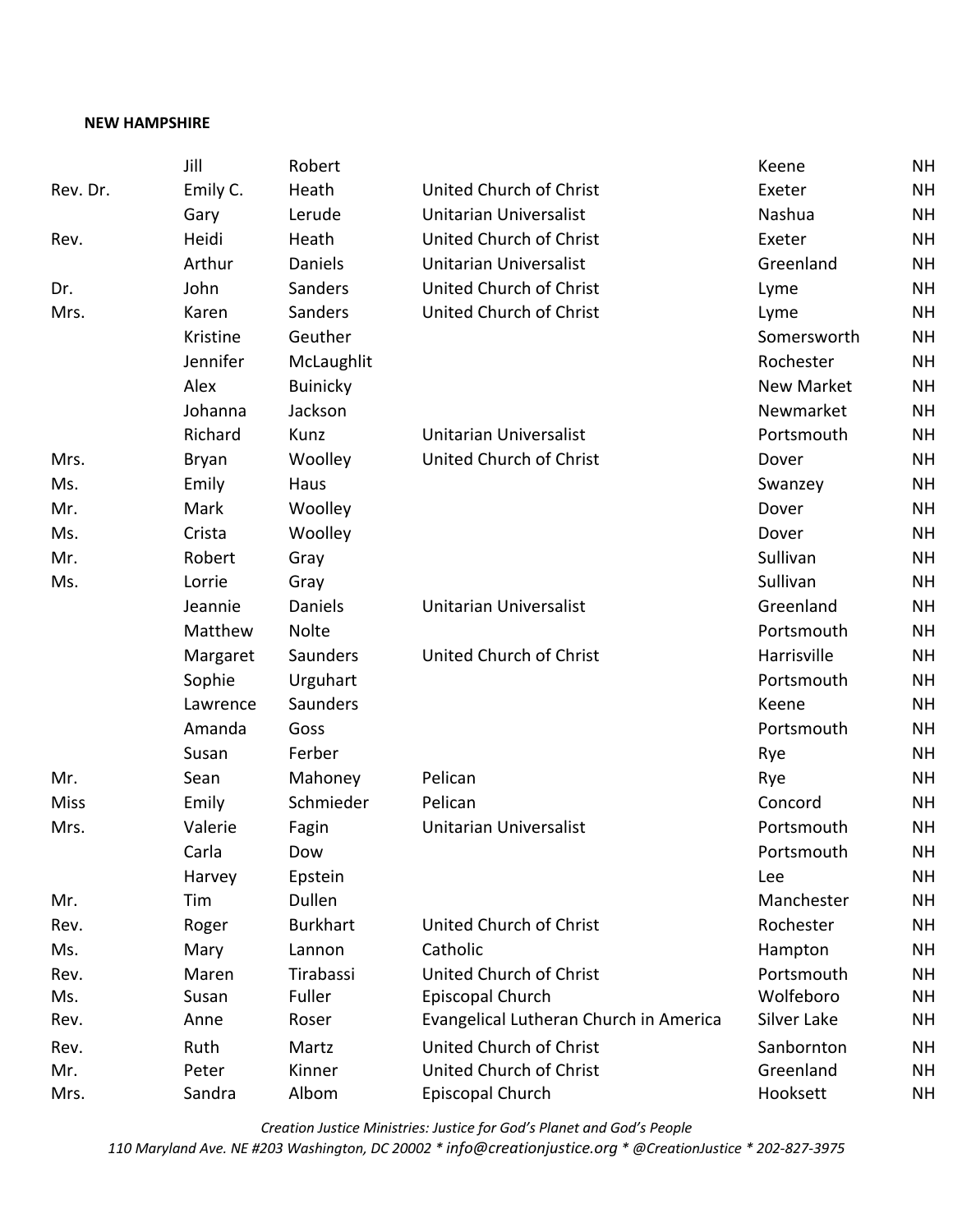**NEW HAMPSHIRE**

| | | | | | |
|---|---|---|---|---|---|
| | Jill | Robert | | Keene | NH |
| Rev. Dr. | Emily C. | Heath | United Church of Christ | Exeter | NH |
| | Gary | Lerude | Unitarian Universalist | Nashua | NH |
| Rev. | Heidi | Heath | United Church of Christ | Exeter | NH |
| | Arthur | Daniels | Unitarian Universalist | Greenland | NH |
| Dr. | John | Sanders | United Church of Christ | Lyme | NH |
| Mrs. | Karen | Sanders | United Church of Christ | Lyme | NH |
| | Kristine | Geuther | | Somersworth | NH |
| | Jennifer | McLaughlit | | Rochester | NH |
| | Alex | Buinicky | | New Market | NH |
| | Johanna | Jackson | | Newmarket | NH |
| | Richard | Kunz | Unitarian Universalist | Portsmouth | NH |
| Mrs. | Bryan | Woolley | United Church of Christ | Dover | NH |
| Ms. | Emily | Haus | | Swanzey | NH |
| Mr. | Mark | Woolley | | Dover | NH |
| Ms. | Crista | Woolley | | Dover | NH |
| Mr. | Robert | Gray | | Sullivan | NH |
| Ms. | Lorrie | Gray | | Sullivan | NH |
| | Jeannie | Daniels | Unitarian Universalist | Greenland | NH |
| | Matthew | Nolte | | Portsmouth | NH |
| | Margaret | Saunders | United Church of Christ | Harrisville | NH |
| | Sophie | Urguhart | | Portsmouth | NH |
| | Lawrence | Saunders | | Keene | NH |
| | Amanda | Goss | | Portsmouth | NH |
| | Susan | Ferber | | Rye | NH |
| Mr. | Sean | Mahoney | Pelican | Rye | NH |
| Miss | Emily | Schmieder | Pelican | Concord | NH |
| Mrs. | Valerie | Fagin | Unitarian Universalist | Portsmouth | NH |
| | Carla | Dow | | Portsmouth | NH |
| | Harvey | Epstein | | Lee | NH |
| Mr. | Tim | Dullen | | Manchester | NH |
| Rev. | Roger | Burkhart | United Church of Christ | Rochester | NH |
| Ms. | Mary | Lannon | Catholic | Hampton | NH |
| Rev. | Maren | Tirabassi | United Church of Christ | Portsmouth | NH |
| Ms. | Susan | Fuller | Episcopal Church | Wolfeboro | NH |
| Rev. | Anne | Roser | Evangelical Lutheran Church in America | Silver Lake | NH |
| Rev. | Ruth | Martz | United Church of Christ | Sanbornton | NH |
| Mr. | Peter | Kinner | United Church of Christ | Greenland | NH |
| Mrs. | Sandra | Albom | Episcopal Church | Hooksett | NH |

*Creation Justice Ministries: Justice for God's Planet and God's People*
*110 Maryland Ave. NE #203 Washington, DC 20002 * info@creationjustice.org * @CreationJustice * 202-827-3975*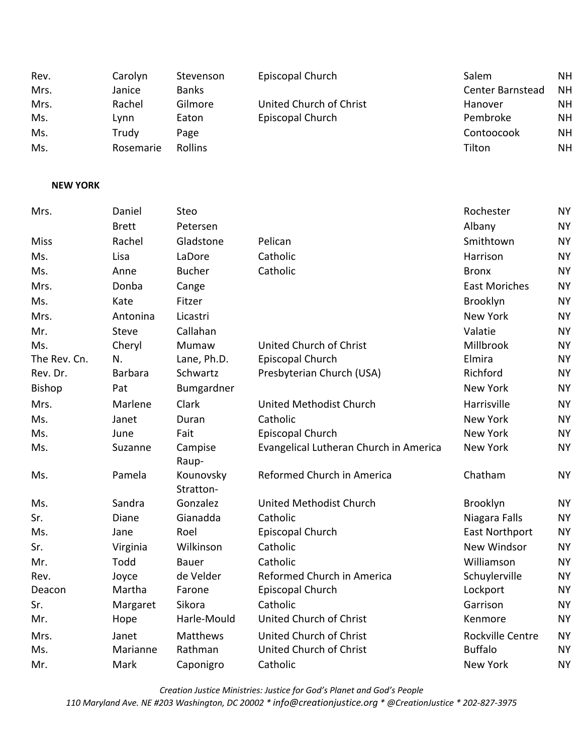| | | | | | |
|---|---|---|---|---|---|
| Rev. | Carolyn | Stevenson | Episcopal Church | Salem | NH |
| Mrs. | Janice | Banks | | Center Barnstead | NH |
| Mrs. | Rachel | Gilmore | United Church of Christ | Hanover | NH |
| Ms. | Lynn | Eaton | Episcopal Church | Pembroke | NH |
| Ms. | Trudy | Page | | Contoocook | NH |
| Ms. | Rosemarie | Rollins | | Tilton | NH |

**NEW YORK**

| | | | | | |
|---|---|---|---|---|---|
| Mrs. | Daniel | Steo | | Rochester | NY |
| | Brett | Petersen | | Albany | NY |
| Miss | Rachel | Gladstone | Pelican | Smithtown | NY |
| Ms. | Lisa | LaDore | Catholic | Harrison | NY |
| Ms. | Anne | Bucher | Catholic | Bronx | NY |
| Mrs. | Donba | Cange | | East Moriches | NY |
| Ms. | Kate | Fitzer | | Brooklyn | NY |
| Mrs. | Antonina | Licastri | | New York | NY |
| Mr. | Steve | Callahan | | Valatie | NY |
| Ms. | Cheryl | Mumaw | United Church of Christ | Millbrook | NY |
| The Rev. Cn. | N. | Lane, Ph.D. | Episcopal Church | Elmira | NY |
| Rev. Dr. | Barbara | Schwartz | Presbyterian Church (USA) | Richford | NY |
| Bishop | Pat | Bumgardner | | New York | NY |
| Mrs. | Marlene | Clark | United Methodist Church | Harrisville | NY |
| Ms. | Janet | Duran | Catholic | New York | NY |
| Ms. | June | Fait | Episcopal Church | New York | NY |
| Ms. | Suzanne | Campise | Evangelical Lutheran Church in America | New York | NY |
| Ms. | Pamela | Raup-Kounovsky | Reformed Church in America | Chatham | NY |
| Ms. | Sandra | Stratton-Gonzalez | United Methodist Church | Brooklyn | NY |
| Sr. | Diane | Gianadda | Catholic | Niagara Falls | NY |
| Ms. | Jane | Roel | Episcopal Church | East Northport | NY |
| Sr. | Virginia | Wilkinson | Catholic | New Windsor | NY |
| Mr. | Todd | Bauer | Catholic | Williamson | NY |
| Rev. | Joyce | de Velder | Reformed Church in America | Schuylerville | NY |
| Deacon | Martha | Farone | Episcopal Church | Lockport | NY |
| Sr. | Margaret | Sikora | Catholic | Garrison | NY |
| Mr. | Hope | Harle-Mould | United Church of Christ | Kenmore | NY |
| Mrs. | Janet | Matthews | United Church of Christ | Rockville Centre | NY |
| Ms. | Marianne | Rathman | United Church of Christ | Buffalo | NY |
| Mr. | Mark | Caponigro | Catholic | New York | NY |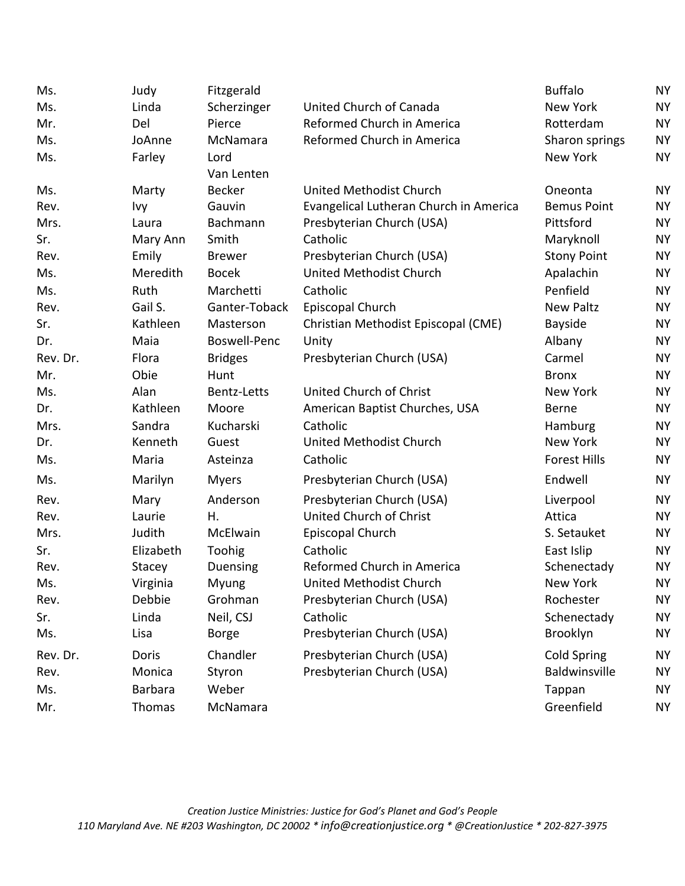| | | | | | |
|---|---|---|---|---|---|
| Ms. | Judy | Fitzgerald | | Buffalo | NY |
| Ms. | Linda | Scherzinger | United Church of Canada | New York | NY |
| Mr. | Del | Pierce | Reformed Church in America | Rotterdam | NY |
| Ms. | JoAnne | McNamara | Reformed Church in America | Sharon springs | NY |
| Ms. | Farley | Lord Van Lenten | | New York | NY |
| Ms. | Marty | Becker | United Methodist Church | Oneonta | NY |
| Rev. | Ivy | Gauvin | Evangelical Lutheran Church in America | Bemus Point | NY |
| Mrs. | Laura | Bachmann | Presbyterian Church (USA) | Pittsford | NY |
| Sr. | Mary Ann | Smith | Catholic | Maryknoll | NY |
| Rev. | Emily | Brewer | Presbyterian Church (USA) | Stony Point | NY |
| Ms. | Meredith | Bocek | United Methodist Church | Apalachin | NY |
| Ms. | Ruth | Marchetti | Catholic | Penfield | NY |
| Rev. | Gail S. | Ganter-Toback | Episcopal Church | New Paltz | NY |
| Sr. | Kathleen | Masterson | Christian Methodist Episcopal (CME) | Bayside | NY |
| Dr. | Maia | Boswell-Penc | Unity | Albany | NY |
| Rev. Dr. | Flora | Bridges | Presbyterian Church (USA) | Carmel | NY |
| Mr. | Obie | Hunt | | Bronx | NY |
| Ms. | Alan | Bentz-Letts | United Church of Christ | New York | NY |
| Dr. | Kathleen | Moore | American Baptist Churches, USA | Berne | NY |
| Mrs. | Sandra | Kucharski | Catholic | Hamburg | NY |
| Dr. | Kenneth | Guest | United Methodist Church | New York | NY |
| Ms. | Maria | Asteinza | Catholic | Forest Hills | NY |
| Ms. | Marilyn | Myers | Presbyterian Church (USA) | Endwell | NY |
| Rev. | Mary | Anderson | Presbyterian Church (USA) | Liverpool | NY |
| Rev. | Laurie | H. | United Church of Christ | Attica | NY |
| Mrs. | Judith | McElwain | Episcopal Church | S. Setauket | NY |
| Sr. | Elizabeth | Toohig | Catholic | East Islip | NY |
| Rev. | Stacey | Duensing | Reformed Church in America | Schenectady | NY |
| Ms. | Virginia | Myung | United Methodist Church | New York | NY |
| Rev. | Debbie | Grohman | Presbyterian Church (USA) | Rochester | NY |
| Sr. | Linda | Neil, CSJ | Catholic | Schenectady | NY |
| Ms. | Lisa | Borge | Presbyterian Church (USA) | Brooklyn | NY |
| Rev. Dr. | Doris | Chandler | Presbyterian Church (USA) | Cold Spring | NY |
| Rev. | Monica | Styron | Presbyterian Church (USA) | Baldwinsville | NY |
| Ms. | Barbara | Weber | | Tappan | NY |
| Mr. | Thomas | McNamara | | Greenfield | NY |

*Creation Justice Ministries: Justice for God's Planet and God's People*
*110 Maryland Ave. NE #203 Washington, DC 20002 * info@creationjustice.org * @CreationJustice * 202-827-3975*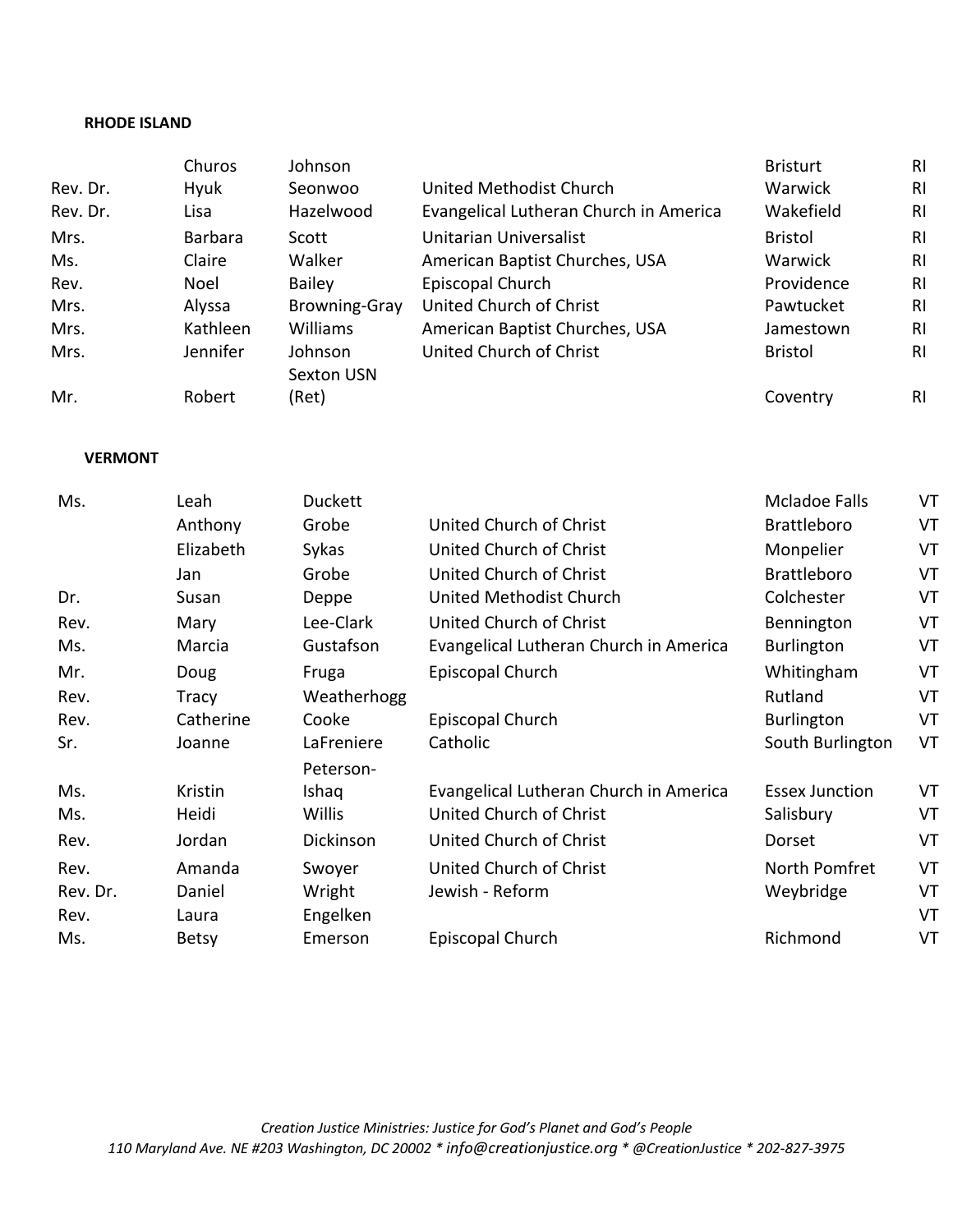**RHODE ISLAND**

| | | | | | |
|---|---|---|---|---|---|
| | Churos | Johnson | | Bristurt | RI |
| Rev. Dr. | Hyuk | Seonwoo | United Methodist Church | Warwick | RI |
| Rev. Dr. | Lisa | Hazelwood | Evangelical Lutheran Church in America | Wakefield | RI |
| Mrs. | Barbara | Scott | Unitarian Universalist | Bristol | RI |
| Ms. | Claire | Walker | American Baptist Churches, USA | Warwick | RI |
| Rev. | Noel | Bailey | Episcopal Church | Providence | RI |
| Mrs. | Alyssa | Browning-Gray | United Church of Christ | Pawtucket | RI |
| Mrs. | Kathleen | Williams | American Baptist Churches, USA | Jamestown | RI |
| Mrs. | Jennifer | Johnson | United Church of Christ | Bristol | RI |
| Mr. | Robert | Sexton USN (Ret) | | Coventry | RI |

**VERMONT**

| | | | | | |
|---|---|---|---|---|---|
| Ms. | Leah | Duckett | | Mcladoe Falls | VT |
| | Anthony | Grobe | United Church of Christ | Brattleboro | VT |
| | Elizabeth | Sykas | United Church of Christ | Monpelier | VT |
| | Jan | Grobe | United Church of Christ | Brattleboro | VT |
| Dr. | Susan | Deppe | United Methodist Church | Colchester | VT |
| Rev. | Mary | Lee-Clark | United Church of Christ | Bennington | VT |
| Ms. | Marcia | Gustafson | Evangelical Lutheran Church in America | Burlington | VT |
| Mr. | Doug | Fruga | Episcopal Church | Whitingham | VT |
| Rev. | Tracy | Weatherhogg | | Rutland | VT |
| Rev. | Catherine | Cooke | Episcopal Church | Burlington | VT |
| Sr. | Joanne | LaFreniere | Catholic | South Burlington | VT |
| Ms. | Kristin | Peterson-Ishaq | Evangelical Lutheran Church in America | Essex Junction | VT |
| Ms. | Heidi | Willis | United Church of Christ | Salisbury | VT |
| Rev. | Jordan | Dickinson | United Church of Christ | Dorset | VT |
| Rev. | Amanda | Swoyer | United Church of Christ | North Pomfret | VT |
| Rev. Dr. | Daniel | Wright | Jewish - Reform | Weybridge | VT |
| Rev. | Laura | Engelken | | | VT |
| Ms. | Betsy | Emerson | Episcopal Church | Richmond | VT |

*Creation Justice Ministries: Justice for God's Planet and God's People*
*110 Maryland Ave. NE #203 Washington, DC 20002 * info@creationjustice.org * @CreationJustice * 202-827-3975*